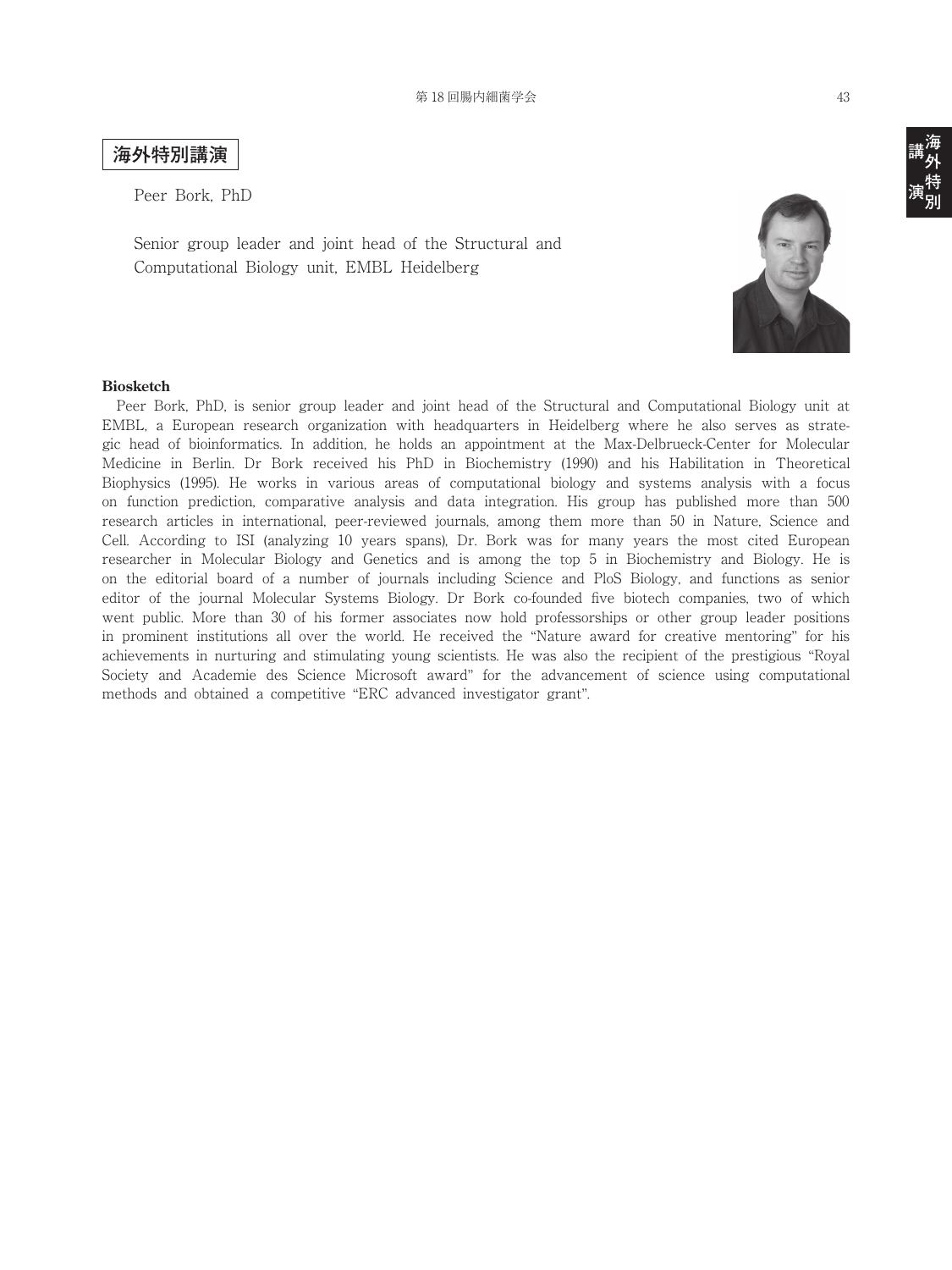# 海外特別講演

Peer Bork, PhD

Senior group leader and joint head of the Structural and Computational Biology unit, EMBL Heidelberg

**Biosketch**

Peer Bork, PhD, is senior group leader and joint head of the Structural and Computational Biology unit at EMBL, a European research organization with headquarters in Heidelberg where he also serves as strategic head of bioinformatics. In addition, he holds an appointment at the Max-Delbrueck-Center for Molecular Medicine in Berlin. Dr Bork received his PhD in Biochemistry (1990) and his Habilitation in Theoretical Biophysics (1995). He works in various areas of computational biology and systems analysis with a focus on function prediction, comparative analysis and data integration. His group has published more than 500 research articles in international, peer-reviewed journals, among them more than 50 in Nature, Science and Cell. According to ISI (analyzing 10 years spans), Dr. Bork was for many years the most cited European researcher in Molecular Biology and Genetics and is among the top 5 in Biochemistry and Biology. He is on the editorial board of a number of journals including Science and PloS Biology, and functions as senior editor of the journal Molecular Systems Biology. Dr Bork co-founded five biotech companies, two of which went public. More than 30 of his former associates now hold professorships or other group leader positions in prominent institutions all over the world. He received the "Nature award for creative mentoring" for his achievements in nurturing and stimulating young scientists. He was also the recipient of the prestigious "Royal Society and Academie des Science Microsoft award" for the advancement of science using computational methods and obtained a competitive "ERC advanced investigator grant".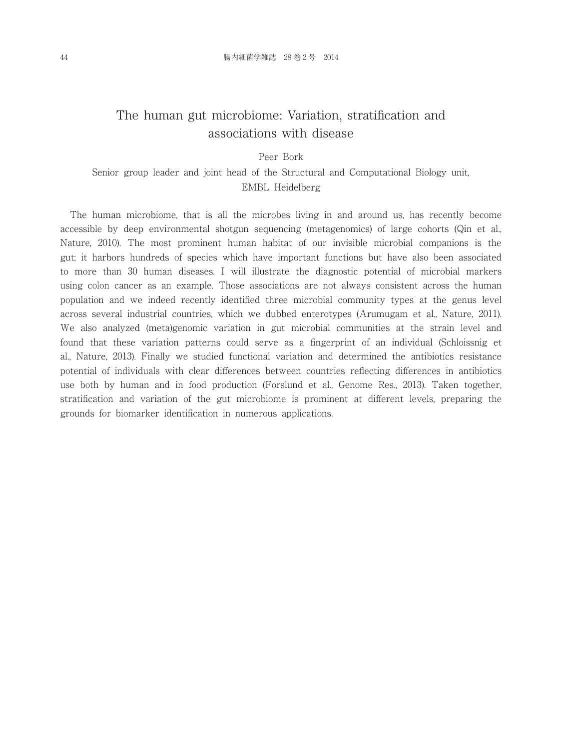# The human gut microbiome: Variation, stratification and associations with disease

Peer Bork

Senior group leader and joint head of the Structural and Computational Biology unit, EMBL Heidelberg

The human microbiome, that is all the microbes living in and around us, has recently become accessible by deep environmental shotgun sequencing (metagenomics) of large cohorts (Qin et al., Nature, 2010). The most prominent human habitat of our invisible microbial companions is the gut; it harbors hundreds of species which have important functions but have also been associated to more than 30 human diseases. I will illustrate the diagnostic potential of microbial markers using colon cancer as an example. Those associations are not always consistent across the human population and we indeed recently identified three microbial community types at the genus level across several industrial countries, which we dubbed enterotypes (Arumugam et al., Nature, 2011). We also analyzed (meta)genomic variation in gut microbial communities at the strain level and found that these variation patterns could serve as a fingerprint of an individual (Schloissnig et al., Nature, 2013). Finally we studied functional variation and determined the antibiotics resistance potential of individuals with clear differences between countries reflecting differences in antibiotics use both by human and in food production (Forslund et al., Genome Res., 2013). Taken together, stratification and variation of the gut microbiome is prominent at different levels, preparing the grounds for biomarker identification in numerous applications.